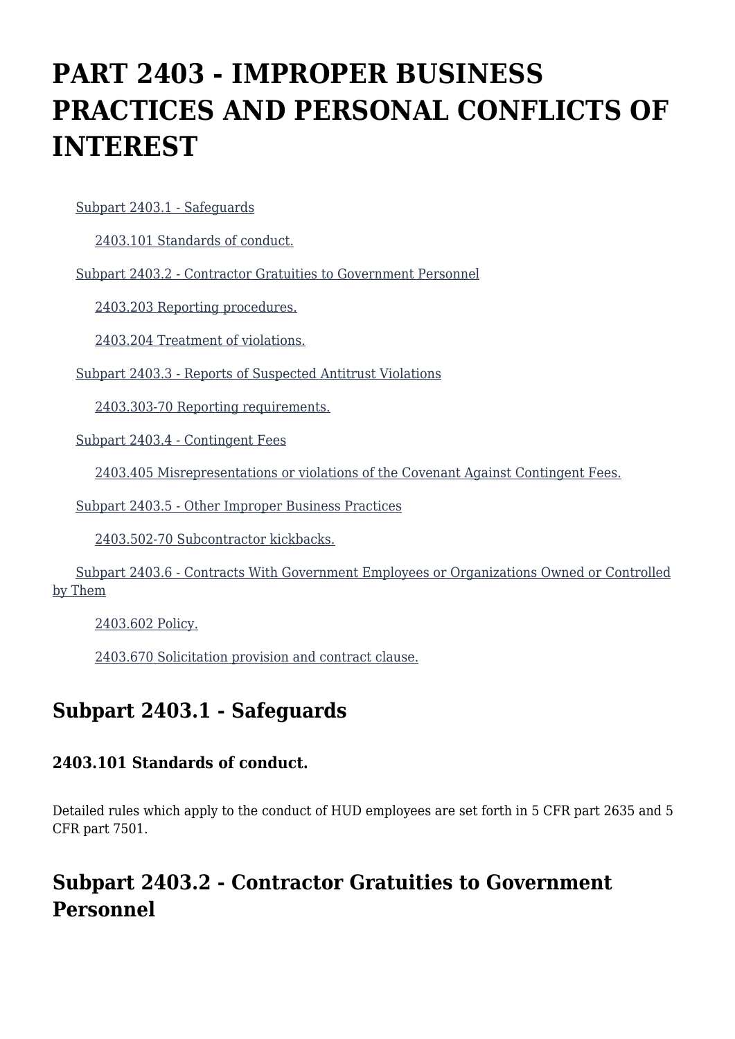# PART 2403 - IMPROPER BUSINESS PRACTICES AND PERSONAL CONFLICTS OF INTEREST

- Subpart 2403.1 - Safeguards
  - 2403.101 Standards of conduct.
- Subpart 2403.2 - Contractor Gratuities to Government Personnel
  - 2403.203 Reporting procedures.
  - 2403.204 Treatment of violations.
- Subpart 2403.3 - Reports of Suspected Antitrust Violations
  - 2403.303-70 Reporting requirements.
- Subpart 2403.4 - Contingent Fees
  - 2403.405 Misrepresentations or violations of the Covenant Against Contingent Fees.
- Subpart 2403.5 - Other Improper Business Practices
  - 2403.502-70 Subcontractor kickbacks.
- Subpart 2403.6 - Contracts With Government Employees or Organizations Owned or Controlled by Them
  - 2403.602 Policy.
  - 2403.670 Solicitation provision and contract clause.

## Subpart 2403.1 - Safeguards

### 2403.101 Standards of conduct.

Detailed rules which apply to the conduct of HUD employees are set forth in 5 CFR part 2635 and 5 CFR part 7501.

## Subpart 2403.2 - Contractor Gratuities to Government Personnel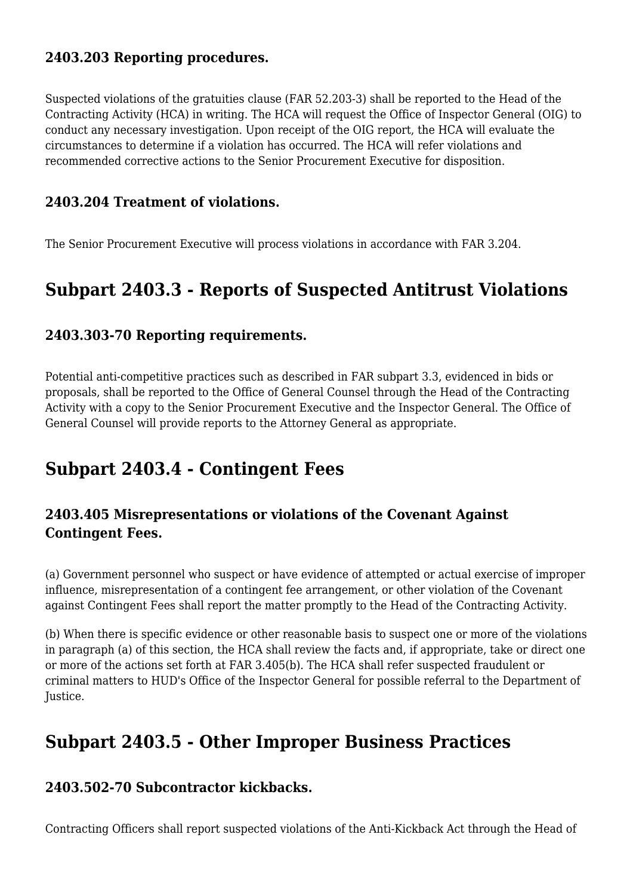### 2403.203 Reporting procedures.

Suspected violations of the gratuities clause (FAR 52.203-3) shall be reported to the Head of the Contracting Activity (HCA) in writing. The HCA will request the Office of Inspector General (OIG) to conduct any necessary investigation. Upon receipt of the OIG report, the HCA will evaluate the circumstances to determine if a violation has occurred. The HCA will refer violations and recommended corrective actions to the Senior Procurement Executive for disposition.

### 2403.204 Treatment of violations.

The Senior Procurement Executive will process violations in accordance with FAR 3.204.

## Subpart 2403.3 - Reports of Suspected Antitrust Violations

### 2403.303-70 Reporting requirements.

Potential anti-competitive practices such as described in FAR subpart 3.3, evidenced in bids or proposals, shall be reported to the Office of General Counsel through the Head of the Contracting Activity with a copy to the Senior Procurement Executive and the Inspector General. The Office of General Counsel will provide reports to the Attorney General as appropriate.

## Subpart 2403.4 - Contingent Fees

### 2403.405 Misrepresentations or violations of the Covenant Against Contingent Fees.

(a) Government personnel who suspect or have evidence of attempted or actual exercise of improper influence, misrepresentation of a contingent fee arrangement, or other violation of the Covenant against Contingent Fees shall report the matter promptly to the Head of the Contracting Activity.

(b) When there is specific evidence or other reasonable basis to suspect one or more of the violations in paragraph (a) of this section, the HCA shall review the facts and, if appropriate, take or direct one or more of the actions set forth at FAR 3.405(b). The HCA shall refer suspected fraudulent or criminal matters to HUD's Office of the Inspector General for possible referral to the Department of Justice.

## Subpart 2403.5 - Other Improper Business Practices

### 2403.502-70 Subcontractor kickbacks.

Contracting Officers shall report suspected violations of the Anti-Kickback Act through the Head of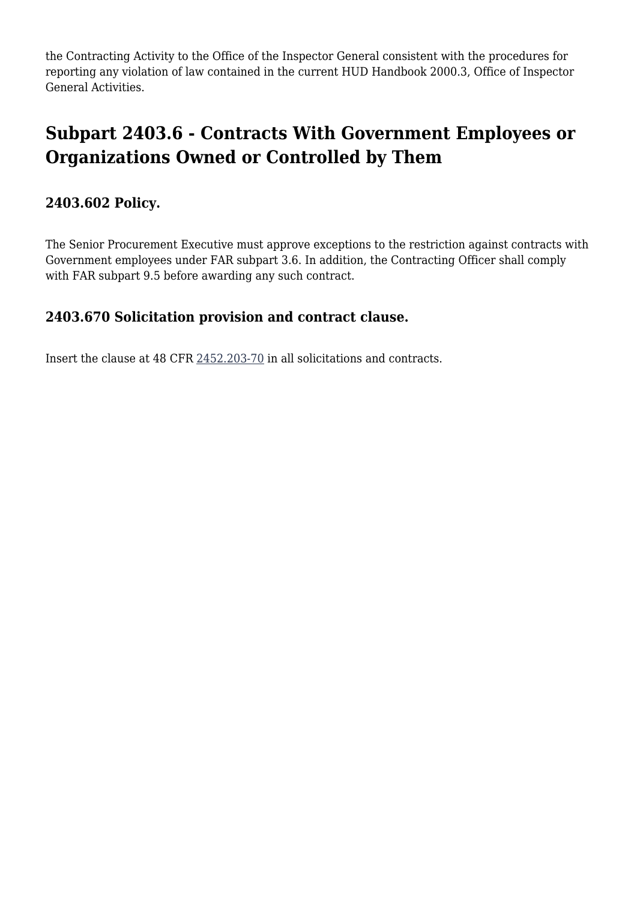the Contracting Activity to the Office of the Inspector General consistent with the procedures for reporting any violation of law contained in the current HUD Handbook 2000.3, Office of Inspector General Activities.

## Subpart 2403.6 - Contracts With Government Employees or Organizations Owned or Controlled by Them

### 2403.602 Policy.

The Senior Procurement Executive must approve exceptions to the restriction against contracts with Government employees under FAR subpart 3.6. In addition, the Contracting Officer shall comply with FAR subpart 9.5 before awarding any such contract.

### 2403.670 Solicitation provision and contract clause.

Insert the clause at 48 CFR 2452.203-70 in all solicitations and contracts.